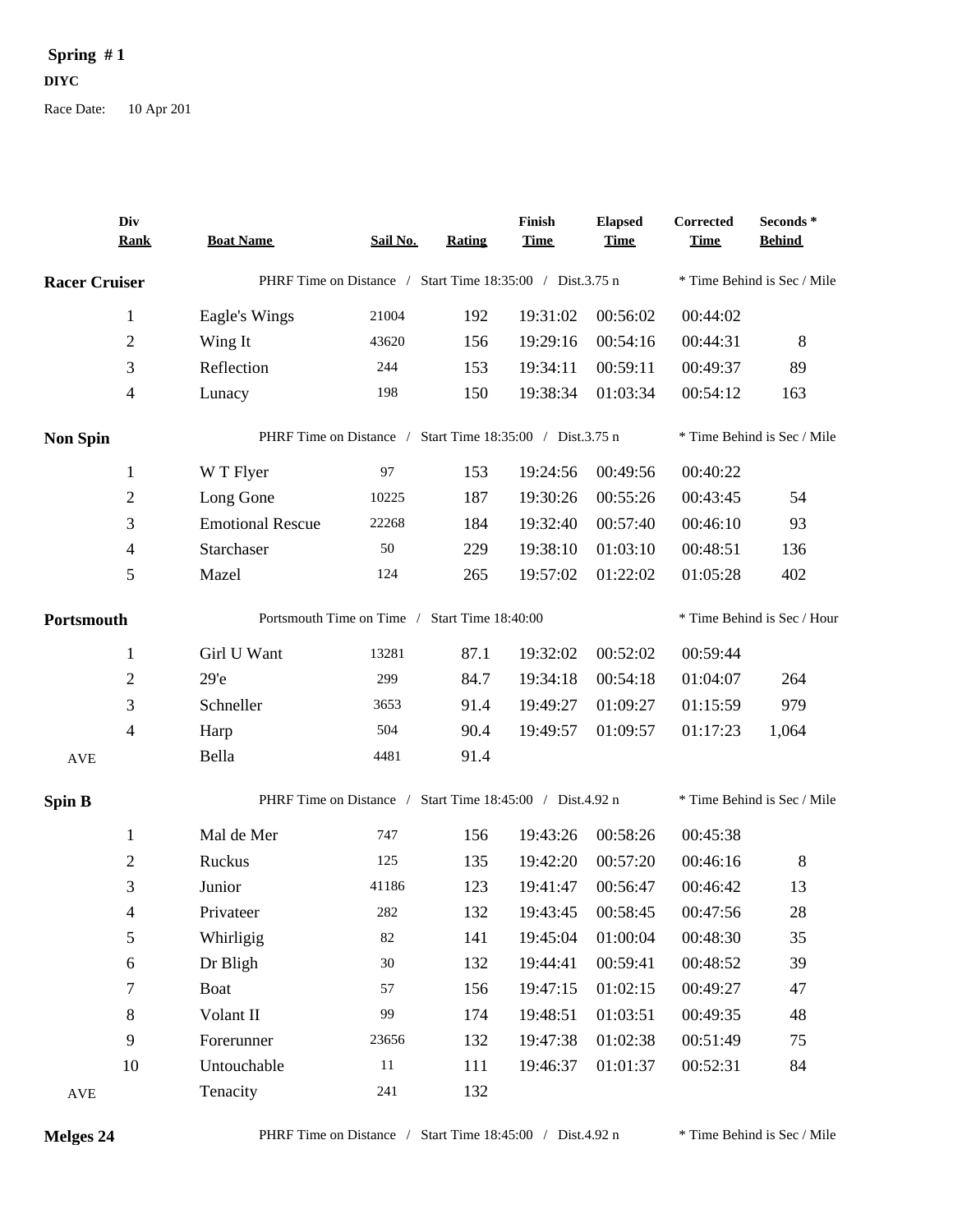**Spring # 1**

**DIYC**

Race Date: 10 Apr 201

| Div Rank | Boat Name | Sail No. | Rating | Finish Time | Elapsed Time | Corrected Time | Seconds * Behind |
|---|---|---|---|---|---|---|---|
| **Racer Cruiser** | PHRF Time on Distance / Start Time 18:35:00 / Dist.3.75 n | | | | | * Time Behind is Sec / Mile | |
| 1 | Eagle's Wings | 21004 | 192 | 19:31:02 | 00:56:02 | 00:44:02 | |
| 2 | Wing It | 43620 | 156 | 19:29:16 | 00:54:16 | 00:44:31 | 8 |
| 3 | Reflection | 244 | 153 | 19:34:11 | 00:59:11 | 00:49:37 | 89 |
| 4 | Lunacy | 198 | 150 | 19:38:34 | 01:03:34 | 00:54:12 | 163 |
| **Non Spin** | PHRF Time on Distance / Start Time 18:35:00 / Dist.3.75 n | | | | | * Time Behind is Sec / Mile | |
| 1 | W T Flyer | 97 | 153 | 19:24:56 | 00:49:56 | 00:40:22 | |
| 2 | Long Gone | 10225 | 187 | 19:30:26 | 00:55:26 | 00:43:45 | 54 |
| 3 | Emotional Rescue | 22268 | 184 | 19:32:40 | 00:57:40 | 00:46:10 | 93 |
| 4 | Starchaser | 50 | 229 | 19:38:10 | 01:03:10 | 00:48:51 | 136 |
| 5 | Mazel | 124 | 265 | 19:57:02 | 01:22:02 | 01:05:28 | 402 |
| **Portsmouth** | Portsmouth Time on Time / Start Time 18:40:00 | | | | | * Time Behind is Sec / Hour | |
| 1 | Girl U Want | 13281 | 87.1 | 19:32:02 | 00:52:02 | 00:59:44 | |
| 2 | 29'e | 299 | 84.7 | 19:34:18 | 00:54:18 | 01:04:07 | 264 |
| 3 | Schneller | 3653 | 91.4 | 19:49:27 | 01:09:27 | 01:15:59 | 979 |
| 4 | Harp | 504 | 90.4 | 19:49:57 | 01:09:57 | 01:17:23 | 1,064 |
| AVE | Bella | 4481 | 91.4 | | | | |
| **Spin B** | PHRF Time on Distance / Start Time 18:45:00 / Dist.4.92 n | | | | | * Time Behind is Sec / Mile | |
| 1 | Mal de Mer | 747 | 156 | 19:43:26 | 00:58:26 | 00:45:38 | |
| 2 | Ruckus | 125 | 135 | 19:42:20 | 00:57:20 | 00:46:16 | 8 |
| 3 | Junior | 41186 | 123 | 19:41:47 | 00:56:47 | 00:46:42 | 13 |
| 4 | Privateer | 282 | 132 | 19:43:45 | 00:58:45 | 00:47:56 | 28 |
| 5 | Whirligig | 82 | 141 | 19:45:04 | 01:00:04 | 00:48:30 | 35 |
| 6 | Dr Bligh | 30 | 132 | 19:44:41 | 00:59:41 | 00:48:52 | 39 |
| 7 | Boat | 57 | 156 | 19:47:15 | 01:02:15 | 00:49:27 | 47 |
| 8 | Volant II | 99 | 174 | 19:48:51 | 01:03:51 | 00:49:35 | 48 |
| 9 | Forerunner | 23656 | 132 | 19:47:38 | 01:02:38 | 00:51:49 | 75 |
| 10 | Untouchable | 11 | 111 | 19:46:37 | 01:01:37 | 00:52:31 | 84 |
| AVE | Tenacity | 241 | 132 | | | | |
| **Melges 24** | PHRF Time on Distance / Start Time 18:45:00 / Dist.4.92 n | | | | | * Time Behind is Sec / Mile | |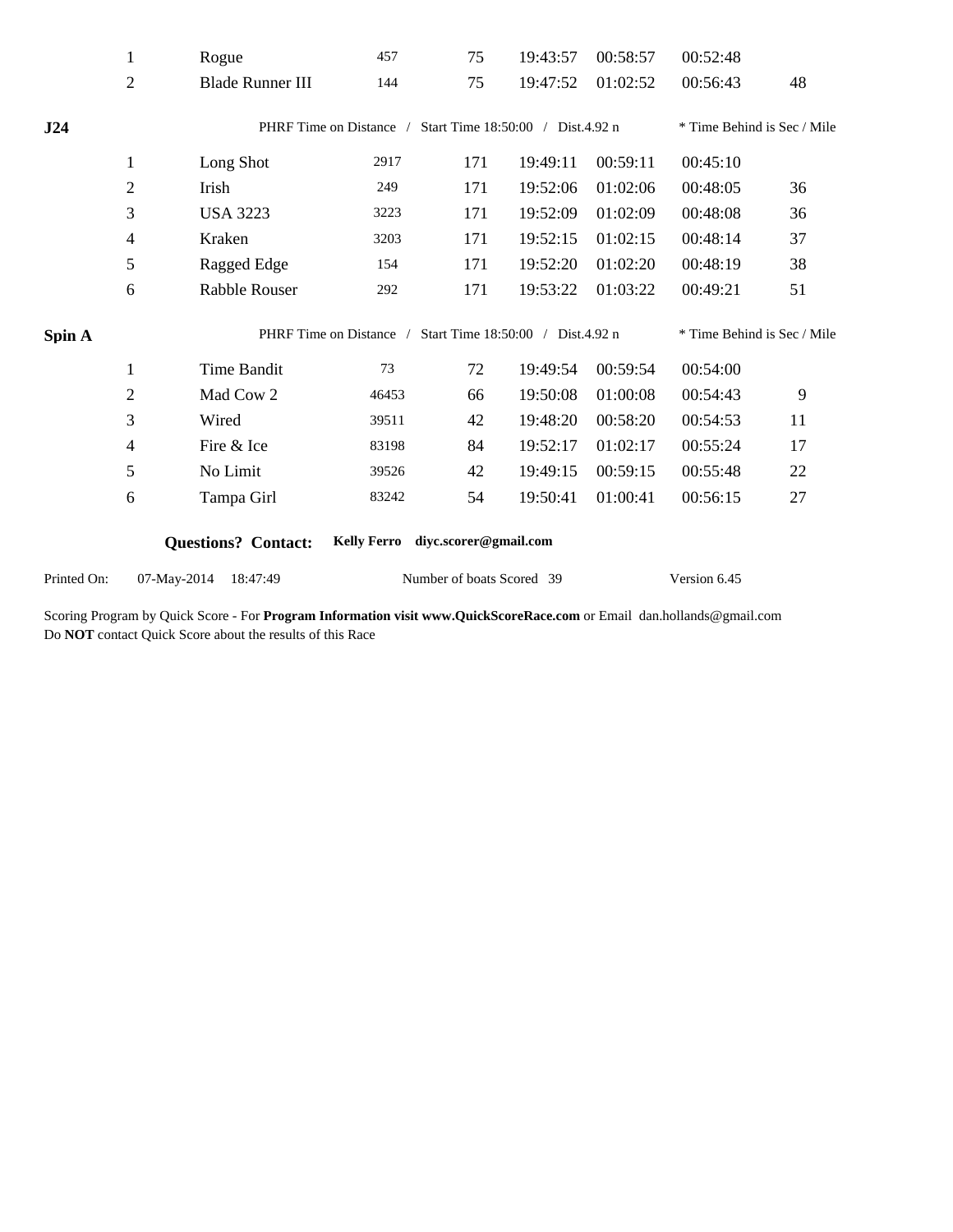| | | | | | | | | |
|---|---|---|---|---|---|---|---|---|
| | 1 | Rogue | 457 | 75 | 19:43:57 | 00:58:57 | 00:52:48 | |
| | 2 | Blade Runner III | 144 | 75 | 19:47:52 | 01:02:52 | 00:56:43 | 48 |

**J24** PHRF Time on Distance / Start Time 18:50:00 / Dist.4.92 n * Time Behind is Sec / Mile

| | | | | | | | |
|---|---|---|---|---|---|---|---|
| 1 | Long Shot | 2917 | 171 | 19:49:11 | 00:59:11 | 00:45:10 | |
| 2 | Irish | 249 | 171 | 19:52:06 | 01:02:06 | 00:48:05 | 36 |
| 3 | USA 3223 | 3223 | 171 | 19:52:09 | 01:02:09 | 00:48:08 | 36 |
| 4 | Kraken | 3203 | 171 | 19:52:15 | 01:02:15 | 00:48:14 | 37 |
| 5 | Ragged Edge | 154 | 171 | 19:52:20 | 01:02:20 | 00:48:19 | 38 |
| 6 | Rabble Rouser | 292 | 171 | 19:53:22 | 01:03:22 | 00:49:21 | 51 |

**Spin A** PHRF Time on Distance / Start Time 18:50:00 / Dist.4.92 n * Time Behind is Sec / Mile

| | | | | | | | |
|---|---|---|---|---|---|---|---|
| 1 | Time Bandit | 73 | 72 | 19:49:54 | 00:59:54 | 00:54:00 | |
| 2 | Mad Cow 2 | 46453 | 66 | 19:50:08 | 01:00:08 | 00:54:43 | 9 |
| 3 | Wired | 39511 | 42 | 19:48:20 | 00:58:20 | 00:54:53 | 11 |
| 4 | Fire & Ice | 83198 | 84 | 19:52:17 | 01:02:17 | 00:55:24 | 17 |
| 5 | No Limit | 39526 | 42 | 19:49:15 | 00:59:15 | 00:55:48 | 22 |
| 6 | Tampa Girl | 83242 | 54 | 19:50:41 | 01:00:41 | 00:56:15 | 27 |

**Questions? Contact:** **Kelly Ferro diyc.scorer@gmail.com**

Printed On: 07-May-2014 18:47:49 Number of boats Scored 39 Version 6.45

Scoring Program by Quick Score - For **Program Information visit www.QuickScoreRace.com** or Email dan.hollands@gmail.com
Do **NOT** contact Quick Score about the results of this Race